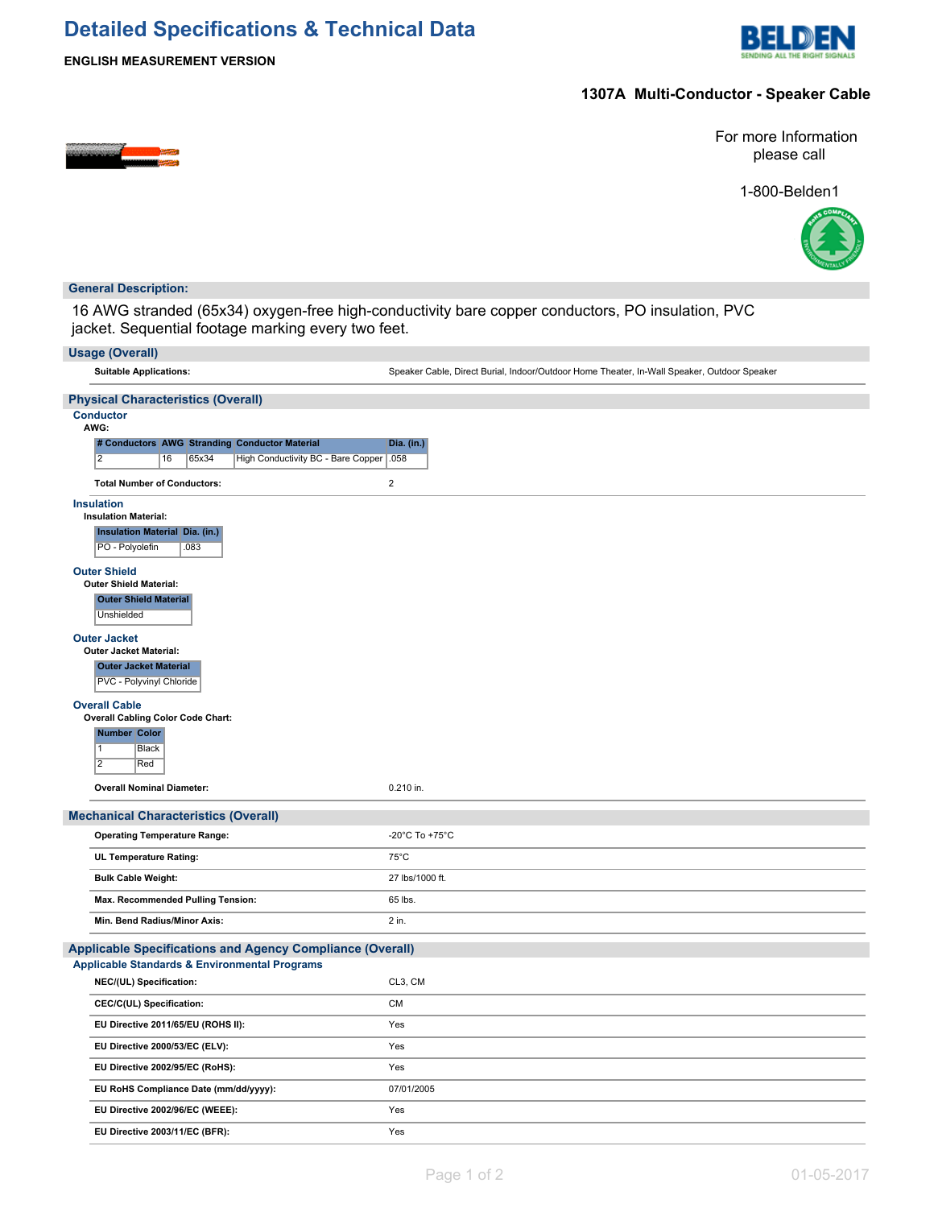# Detailed Specifications & Technical Data

**ENGLISH MEASUREMENT VERSION**

## 1307A Multi-Conductor - Speaker Cable

For more Information please call

1-800-Belden1

## General Description:

16 AWG stranded (65x34) oxygen-free high-conductivity bare copper conductors, PO insulation, PVC jacket. Sequential footage marking every two feet.

## Usage (Overall)

| | |
|---|---|
| **Suitable Applications:** | Speaker Cable, Direct Burial, Indoor/Outdoor Home Theater, In-Wall Speaker, Outdoor Speaker |

## Physical Characteristics (Overall)

### Conductor

**AWG:**

| # Conductors | AWG | Stranding | Conductor Material | Dia. (in.) |
|---|---|---|---|---|
| 2 | 16 | 65x34 | High Conductivity BC - Bare Copper | .058 |

| | |
|---|---|
| **Total Number of Conductors:** | 2 |

### Insulation

**Insulation Material:**

| Insulation Material | Dia. (in.) |
|---|---|
| PO - Polyolefin | .083 |

### Outer Shield

**Outer Shield Material:**

| Outer Shield Material |
|---|
| Unshielded |

### Outer Jacket

**Outer Jacket Material:**

| Outer Jacket Material |
|---|
| PVC - Polyvinyl Chloride |

### Overall Cable

**Overall Cabling Color Code Chart:**

| Number | Color |
|---|---|
| 1 | Black |
| 2 | Red |

| | |
|---|---|
| **Overall Nominal Diameter:** | 0.210 in. |

## Mechanical Characteristics (Overall)

| | |
|---|---|
| **Operating Temperature Range:** | -20°C To +75°C |
| **UL Temperature Rating:** | 75°C |
| **Bulk Cable Weight:** | 27 lbs/1000 ft. |
| **Max. Recommended Pulling Tension:** | 65 lbs. |
| **Min. Bend Radius/Minor Axis:** | 2 in. |

## Applicable Specifications and Agency Compliance (Overall)

### Applicable Standards & Environmental Programs

| | |
|---|---|
| **NEC/(UL) Specification:** | CL3, CM |
| **CEC/C(UL) Specification:** | CM |
| **EU Directive 2011/65/EU (ROHS II):** | Yes |
| **EU Directive 2000/53/EC (ELV):** | Yes |
| **EU Directive 2002/95/EC (RoHS):** | Yes |
| **EU RoHS Compliance Date (mm/dd/yyyy):** | 07/01/2005 |
| **EU Directive 2002/96/EC (WEEE):** | Yes |
| **EU Directive 2003/11/EC (BFR):** | Yes |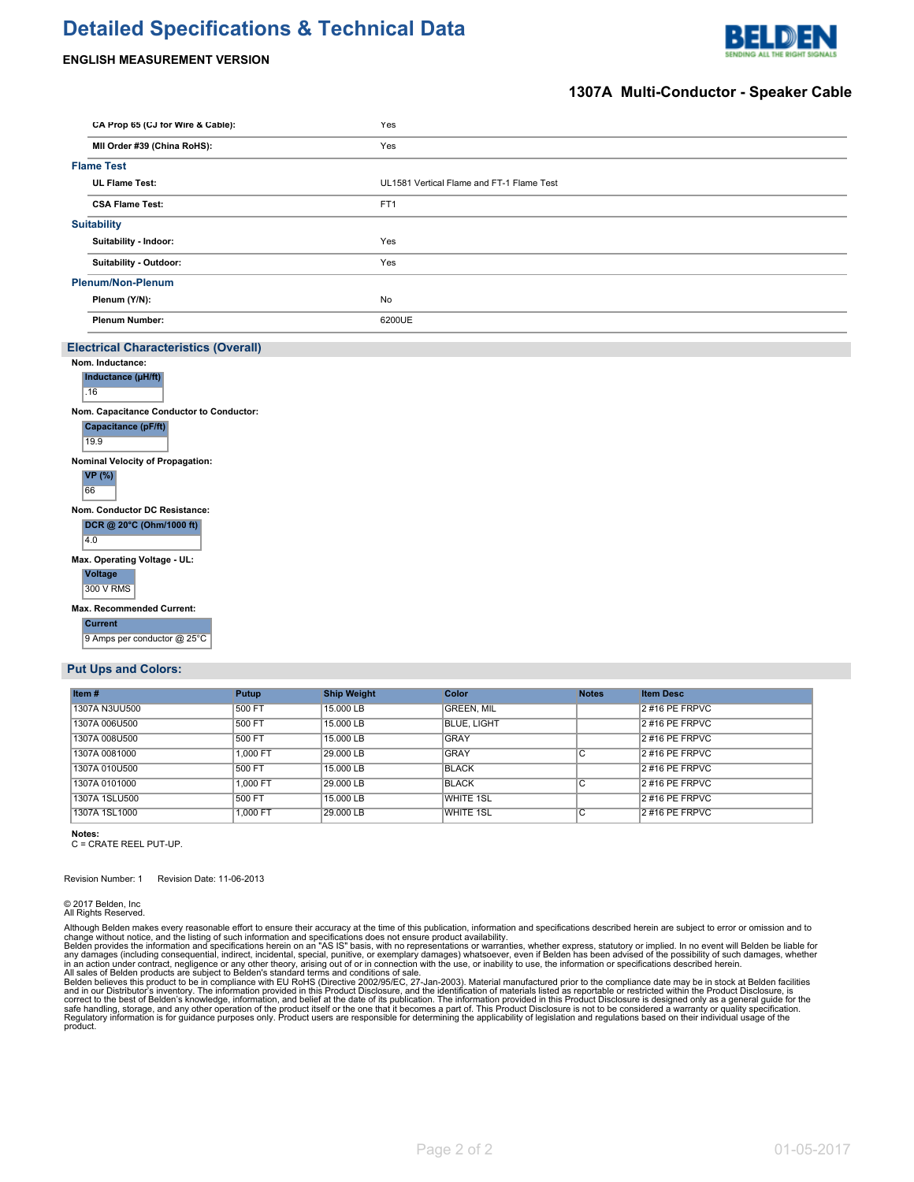| | |
|---|---|
| **CA Prop 65 (CJ for Wire & Cable):** | Yes |
| **MII Order #39 (China RoHS):** | Yes |

### Flame Test

| | |
|---|---|
| **UL Flame Test:** | UL1581 Vertical Flame and FT-1 Flame Test |
| **CSA Flame Test:** | FT1 |

### Suitability

| | |
|---|---|
| **Suitability - Indoor:** | Yes |
| **Suitability - Outdoor:** | Yes |

### Plenum/Non-Plenum

| | |
|---|---|
| **Plenum (Y/N):** | No |
| **Plenum Number:** | 6200UE |

## Electrical Characteristics (Overall)

**Nom. Inductance:**

| Inductance (µH/ft) |
|---|
| .16 |

**Nom. Capacitance Conductor to Conductor:**

| Capacitance (pF/ft) |
|---|
| 19.9 |

**Nominal Velocity of Propagation:**

| VP (%) |
|---|
| 66 |

**Nom. Conductor DC Resistance:**

| DCR @ 20°C (Ohm/1000 ft) |
|---|
| 4.0 |

**Max. Operating Voltage - UL:**

| Voltage |
|---|
| 300 V RMS |

**Max. Recommended Current:**

| Current |
|---|
| 9 Amps per conductor @ 25°C |

## Put Ups and Colors:

| Item # | Putup | Ship Weight | Color | Notes | Item Desc |
|---|---|---|---|---|---|
| 1307A N3UU500 | 500 FT | 15.000 LB | GREEN, MIL | | 2 #16 PE FRPVC |
| 1307A 006U500 | 500 FT | 15.000 LB | BLUE, LIGHT | | 2 #16 PE FRPVC |
| 1307A 008U500 | 500 FT | 15.000 LB | GRAY | | 2 #16 PE FRPVC |
| 1307A 0081000 | 1,000 FT | 29.000 LB | GRAY | C | 2 #16 PE FRPVC |
| 1307A 010U500 | 500 FT | 15.000 LB | BLACK | | 2 #16 PE FRPVC |
| 1307A 0101000 | 1,000 FT | 29.000 LB | BLACK | C | 2 #16 PE FRPVC |
| 1307A 1SLU500 | 500 FT | 15.000 LB | WHITE 1SL | | 2 #16 PE FRPVC |
| 1307A 1SL1000 | 1,000 FT | 29.000 LB | WHITE 1SL | C | 2 #16 PE FRPVC |

**Notes:**
C = CRATE REEL PUT-UP.

Revision Number: 1 Revision Date: 11-06-2013

© 2017 Belden, Inc
All Rights Reserved.

Although Belden makes every reasonable effort to ensure their accuracy at the time of this publication, information and specifications described herein are subject to error or omission and to change without notice, and the listing of such information and specifications does not ensure product availability.
Belden provides the information and specifications herein on an "AS IS" basis, with no representations or warranties, whether express, statutory or implied. In no event will Belden be liable for any damages (including consequential, indirect, incidental, special, punitive, or exemplary damages) whatsoever, even if Belden has been advised of the possibility of such damages, whether in an action under contract, negligence or any other theory, arising out of or in connection with the use, or inability to use, the information or specifications described herein.
All sales of Belden products are subject to Belden's standard terms and conditions of sale.
Belden believes this product to be in compliance with EU RoHS (Directive 2002/95/EC, 27-Jan-2003). Material manufactured prior to the compliance date may be in stock at Belden facilities and in our Distributor's inventory. The information provided in this Product Disclosure, and the identification of materials listed as reportable or restricted within the Product Disclosure, is correct to the best of Belden's knowledge, information, and belief at the date of its publication. The information provided in this Product Disclosure is designed only as a general guide for the safe handling, storage, and any other operation of the product itself or the one that it becomes a part of. This Product Disclosure is not to be considered a warranty or quality specification. Regulatory information is for guidance purposes only. Product users are responsible for determining the applicability of legislation and regulations based on their individual usage of the product.